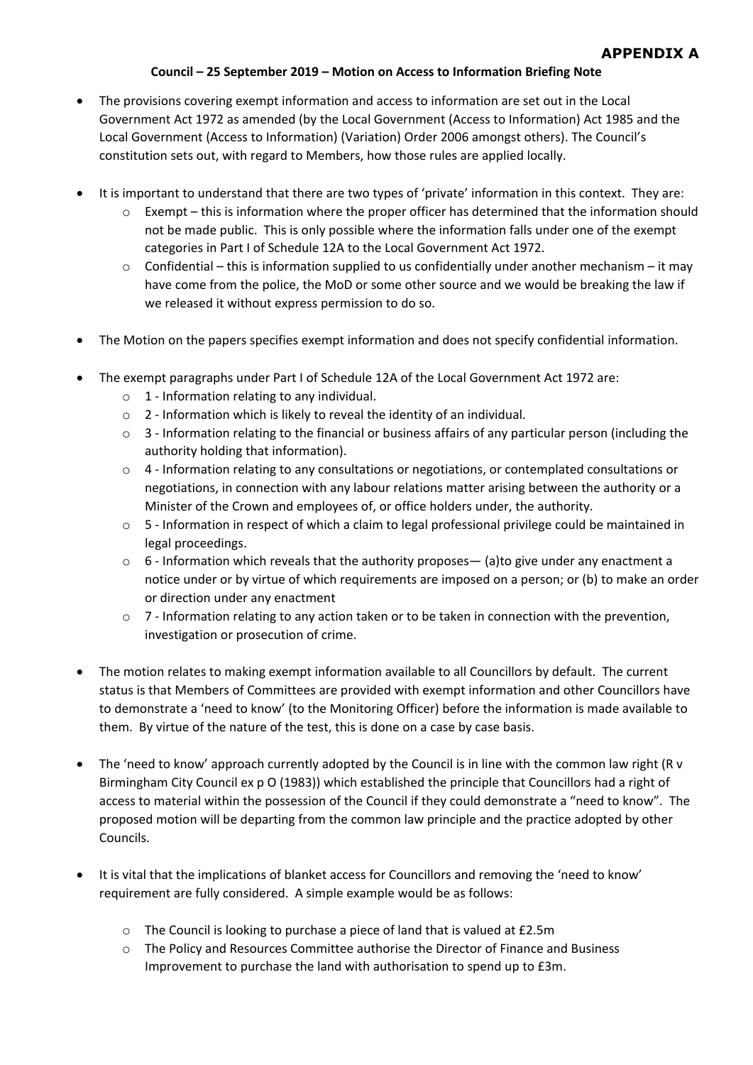**APPENDIX A**

**Council – 25 September 2019 – Motion on Access to Information Briefing Note**

- The provisions covering exempt information and access to information are set out in the Local Government Act 1972 as amended (by the Local Government (Access to Information) Act 1985 and the Local Government (Access to Information) (Variation) Order 2006 amongst others). The Council's constitution sets out, with regard to Members, how those rules are applied locally.

- It is important to understand that there are two types of 'private' information in this context. They are:
  - Exempt – this is information where the proper officer has determined that the information should not be made public. This is only possible where the information falls under one of the exempt categories in Part I of Schedule 12A to the Local Government Act 1972.
  - Confidential – this is information supplied to us confidentially under another mechanism – it may have come from the police, the MoD or some other source and we would be breaking the law if we released it without express permission to do so.

- The Motion on the papers specifies exempt information and does not specify confidential information.

- The exempt paragraphs under Part I of Schedule 12A of the Local Government Act 1972 are:
  - 1 - Information relating to any individual.
  - 2 - Information which is likely to reveal the identity of an individual.
  - 3 - Information relating to the financial or business affairs of any particular person (including the authority holding that information).
  - 4 - Information relating to any consultations or negotiations, or contemplated consultations or negotiations, in connection with any labour relations matter arising between the authority or a Minister of the Crown and employees of, or office holders under, the authority.
  - 5 - Information in respect of which a claim to legal professional privilege could be maintained in legal proceedings.
  - 6 - Information which reveals that the authority proposes— (a)to give under any enactment a notice under or by virtue of which requirements are imposed on a person; or (b) to make an order or direction under any enactment
  - 7 - Information relating to any action taken or to be taken in connection with the prevention, investigation or prosecution of crime.

- The motion relates to making exempt information available to all Councillors by default. The current status is that Members of Committees are provided with exempt information and other Councillors have to demonstrate a 'need to know' (to the Monitoring Officer) before the information is made available to them. By virtue of the nature of the test, this is done on a case by case basis.

- The 'need to know' approach currently adopted by the Council is in line with the common law right (R v Birmingham City Council ex p O (1983)) which established the principle that Councillors had a right of access to material within the possession of the Council if they could demonstrate a "need to know". The proposed motion will be departing from the common law principle and the practice adopted by other Councils.

- It is vital that the implications of blanket access for Councillors and removing the 'need to know' requirement are fully considered. A simple example would be as follows:

  - The Council is looking to purchase a piece of land that is valued at £2.5m
  - The Policy and Resources Committee authorise the Director of Finance and Business Improvement to purchase the land with authorisation to spend up to £3m.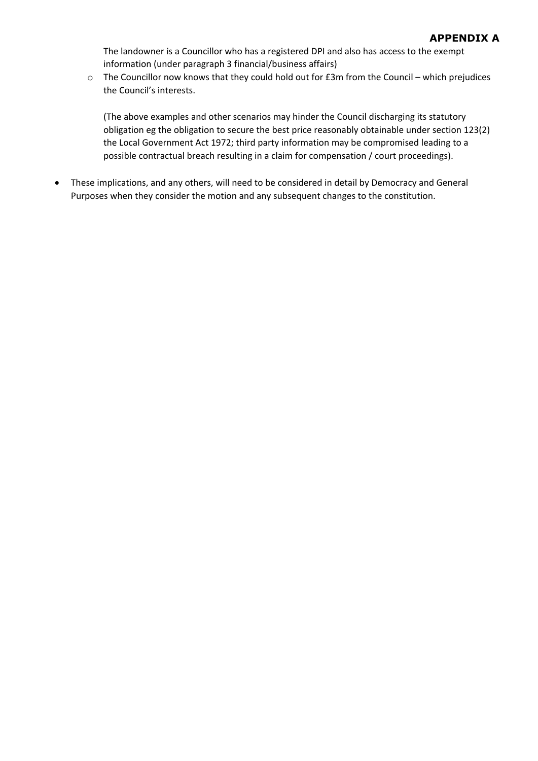**APPENDIX A**

The landowner is a Councillor who has a registered DPI and also has access to the exempt information (under paragraph 3 financial/business affairs)

- The Councillor now knows that they could hold out for £3m from the Council – which prejudices the Council's interests.

  (The above examples and other scenarios may hinder the Council discharging its statutory obligation eg the obligation to secure the best price reasonably obtainable under section 123(2) the Local Government Act 1972; third party information may be compromised leading to a possible contractual breach resulting in a claim for compensation / court proceedings).

- These implications, and any others, will need to be considered in detail by Democracy and General Purposes when they consider the motion and any subsequent changes to the constitution.